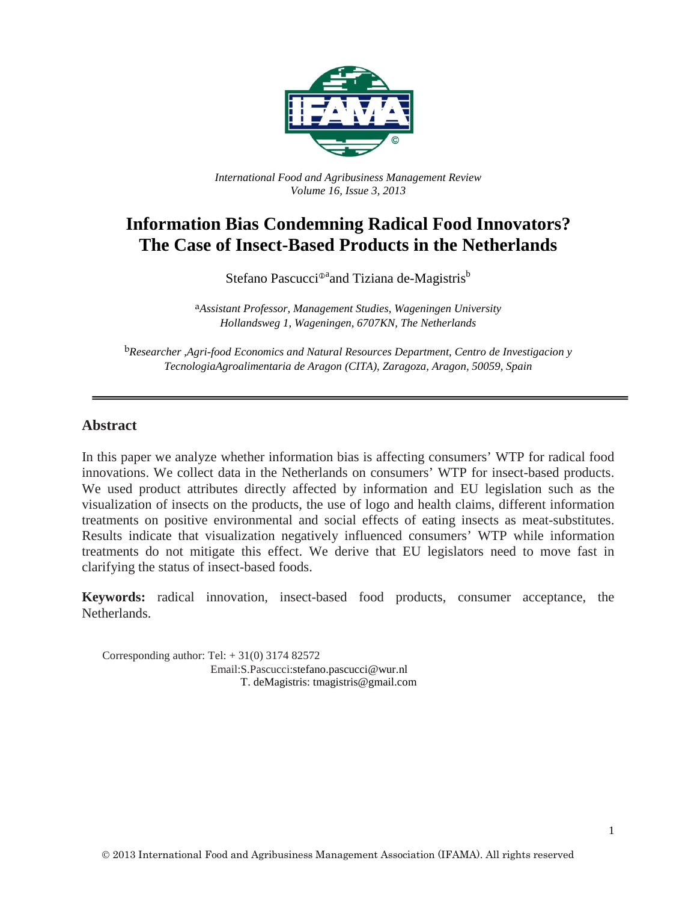*International Food and Agribusiness Management Review*
*Volume 16, Issue 3, 2013*

# Information Bias Condemning Radical Food Innovators? The Case of Insect-Based Products in the Netherlands

Stefano Pascucci[ⓘa] and Tiziana de-Magistris[b]

[a]*Assistant Professor, Management Studies, Wageningen University*
*Hollandsweg 1, Wageningen, 6707KN, The Netherlands*

[b]*Researcher ,Agri-food Economics and Natural Resources Department, Centro de Investigacion y TecnologiaAgroalimentaria de Aragon (CITA), Zaragoza, Aragon, 50059, Spain*

---

## Abstract

In this paper we analyze whether information bias is affecting consumers' WTP for radical food innovations. We collect data in the Netherlands on consumers' WTP for insect-based products. We used product attributes directly affected by information and EU legislation such as the visualization of insects on the products, the use of logo and health claims, different information treatments on positive environmental and social effects of eating insects as meat-substitutes. Results indicate that visualization negatively influenced consumers' WTP while information treatments do not mitigate this effect. We derive that EU legislators need to move fast in clarifying the status of insect-based foods.

**Keywords:** radical innovation, insect-based food products, consumer acceptance, the Netherlands.

Corresponding author: Tel: + 31(0) 3174 82572
Email:S.Pascucci:stefano.pascucci@wur.nl
T. deMagistris: tmagistris@gmail.com

© 2013 International Food and Agribusiness Management Association (IFAMA). All rights reserved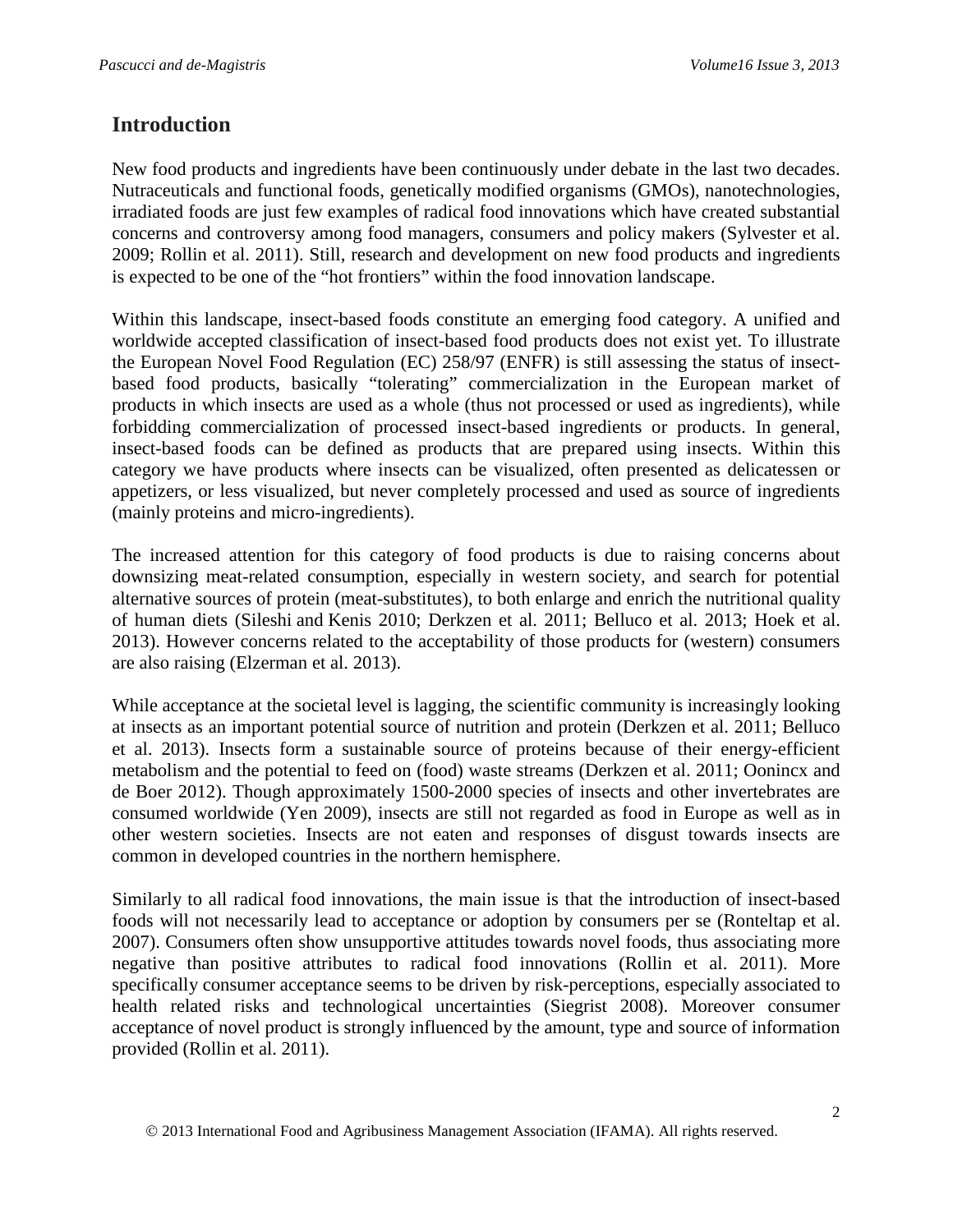## Introduction

New food products and ingredients have been continuously under debate in the last two decades. Nutraceuticals and functional foods, genetically modified organisms (GMOs), nanotechnologies, irradiated foods are just few examples of radical food innovations which have created substantial concerns and controversy among food managers, consumers and policy makers (Sylvester et al. 2009; Rollin et al. 2011). Still, research and development on new food products and ingredients is expected to be one of the "hot frontiers" within the food innovation landscape.

Within this landscape, insect-based foods constitute an emerging food category. A unified and worldwide accepted classification of insect-based food products does not exist yet. To illustrate the European Novel Food Regulation (EC) 258/97 (ENFR) is still assessing the status of insect-based food products, basically "tolerating" commercialization in the European market of products in which insects are used as a whole (thus not processed or used as ingredients), while forbidding commercialization of processed insect-based ingredients or products. In general, insect-based foods can be defined as products that are prepared using insects. Within this category we have products where insects can be visualized, often presented as delicatessen or appetizers, or less visualized, but never completely processed and used as source of ingredients (mainly proteins and micro-ingredients).

The increased attention for this category of food products is due to raising concerns about downsizing meat-related consumption, especially in western society, and search for potential alternative sources of protein (meat-substitutes), to both enlarge and enrich the nutritional quality of human diets (Sileshi and Kenis 2010; Derkzen et al. 2011; Belluco et al. 2013; Hoek et al. 2013). However concerns related to the acceptability of those products for (western) consumers are also raising (Elzerman et al. 2013).

While acceptance at the societal level is lagging, the scientific community is increasingly looking at insects as an important potential source of nutrition and protein (Derkzen et al. 2011; Belluco et al. 2013). Insects form a sustainable source of proteins because of their energy-efficient metabolism and the potential to feed on (food) waste streams (Derkzen et al. 2011; Oonincx and de Boer 2012). Though approximately 1500-2000 species of insects and other invertebrates are consumed worldwide (Yen 2009), insects are still not regarded as food in Europe as well as in other western societies. Insects are not eaten and responses of disgust towards insects are common in developed countries in the northern hemisphere.

Similarly to all radical food innovations, the main issue is that the introduction of insect-based foods will not necessarily lead to acceptance or adoption by consumers per se (Ronteltap et al. 2007). Consumers often show unsupportive attitudes towards novel foods, thus associating more negative than positive attributes to radical food innovations (Rollin et al. 2011). More specifically consumer acceptance seems to be driven by risk-perceptions, especially associated to health related risks and technological uncertainties (Siegrist 2008). Moreover consumer acceptance of novel product is strongly influenced by the amount, type and source of information provided (Rollin et al. 2011).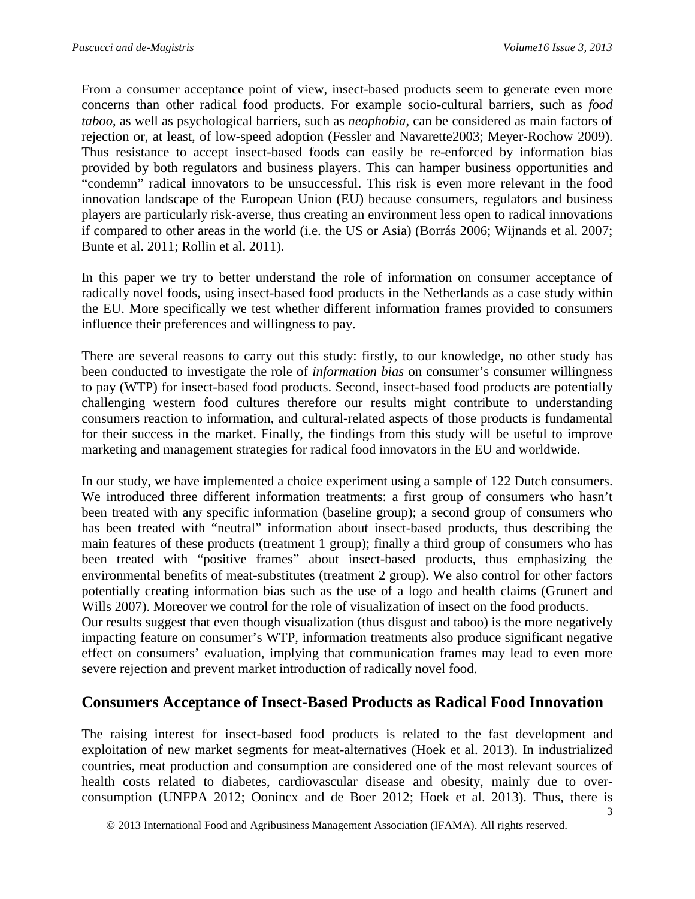From a consumer acceptance point of view, insect-based products seem to generate even more concerns than other radical food products. For example socio-cultural barriers, such as *food taboo*, as well as psychological barriers, such as *neophobia*, can be considered as main factors of rejection or, at least, of low-speed adoption (Fessler and Navarette2003; Meyer-Rochow 2009). Thus resistance to accept insect-based foods can easily be re-enforced by information bias provided by both regulators and business players. This can hamper business opportunities and "condemn" radical innovators to be unsuccessful. This risk is even more relevant in the food innovation landscape of the European Union (EU) because consumers, regulators and business players are particularly risk-averse, thus creating an environment less open to radical innovations if compared to other areas in the world (i.e. the US or Asia) (Borrás 2006; Wijnands et al. 2007; Bunte et al. 2011; Rollin et al. 2011).

In this paper we try to better understand the role of information on consumer acceptance of radically novel foods, using insect-based food products in the Netherlands as a case study within the EU. More specifically we test whether different information frames provided to consumers influence their preferences and willingness to pay.

There are several reasons to carry out this study: firstly, to our knowledge, no other study has been conducted to investigate the role of *information bias* on consumer's consumer willingness to pay (WTP) for insect-based food products. Second, insect-based food products are potentially challenging western food cultures therefore our results might contribute to understanding consumers reaction to information, and cultural-related aspects of those products is fundamental for their success in the market. Finally, the findings from this study will be useful to improve marketing and management strategies for radical food innovators in the EU and worldwide.

In our study, we have implemented a choice experiment using a sample of 122 Dutch consumers. We introduced three different information treatments: a first group of consumers who hasn't been treated with any specific information (baseline group); a second group of consumers who has been treated with "neutral" information about insect-based products, thus describing the main features of these products (treatment 1 group); finally a third group of consumers who has been treated with "positive frames" about insect-based products, thus emphasizing the environmental benefits of meat-substitutes (treatment 2 group). We also control for other factors potentially creating information bias such as the use of a logo and health claims (Grunert and Wills 2007). Moreover we control for the role of visualization of insect on the food products.
Our results suggest that even though visualization (thus disgust and taboo) is the more negatively impacting feature on consumer's WTP, information treatments also produce significant negative effect on consumers' evaluation, implying that communication frames may lead to even more severe rejection and prevent market introduction of radically novel food.

## Consumers Acceptance of Insect-Based Products as Radical Food Innovation

The raising interest for insect-based food products is related to the fast development and exploitation of new market segments for meat-alternatives (Hoek et al. 2013). In industrialized countries, meat production and consumption are considered one of the most relevant sources of health costs related to diabetes, cardiovascular disease and obesity, mainly due to over-consumption (UNFPA 2012; Oonincx and de Boer 2012; Hoek et al. 2013). Thus, there is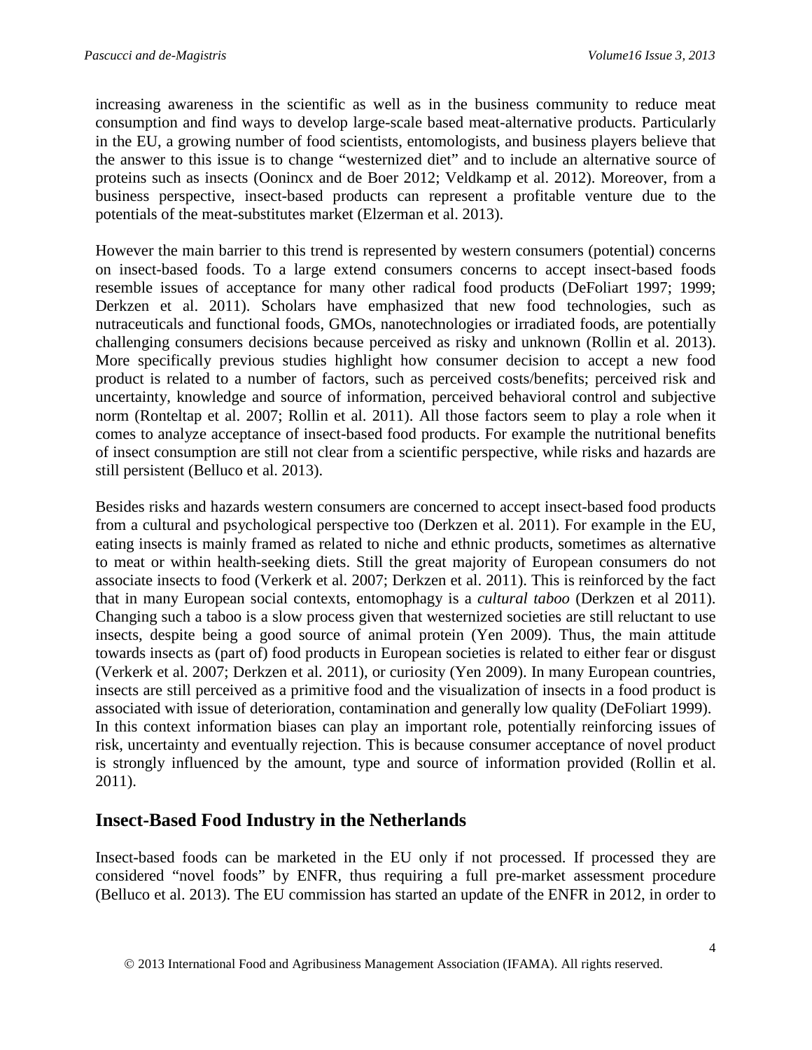increasing awareness in the scientific as well as in the business community to reduce meat consumption and find ways to develop large-scale based meat-alternative products. Particularly in the EU, a growing number of food scientists, entomologists, and business players believe that the answer to this issue is to change "westernized diet" and to include an alternative source of proteins such as insects (Oonincx and de Boer 2012; Veldkamp et al. 2012). Moreover, from a business perspective, insect-based products can represent a profitable venture due to the potentials of the meat-substitutes market (Elzerman et al. 2013).

However the main barrier to this trend is represented by western consumers (potential) concerns on insect-based foods. To a large extend consumers concerns to accept insect-based foods resemble issues of acceptance for many other radical food products (DeFoliart 1997; 1999; Derkzen et al. 2011). Scholars have emphasized that new food technologies, such as nutraceuticals and functional foods, GMOs, nanotechnologies or irradiated foods, are potentially challenging consumers decisions because perceived as risky and unknown (Rollin et al. 2013). More specifically previous studies highlight how consumer decision to accept a new food product is related to a number of factors, such as perceived costs/benefits; perceived risk and uncertainty, knowledge and source of information, perceived behavioral control and subjective norm (Ronteltap et al. 2007; Rollin et al. 2011). All those factors seem to play a role when it comes to analyze acceptance of insect-based food products. For example the nutritional benefits of insect consumption are still not clear from a scientific perspective, while risks and hazards are still persistent (Belluco et al. 2013).

Besides risks and hazards western consumers are concerned to accept insect-based food products from a cultural and psychological perspective too (Derkzen et al. 2011). For example in the EU, eating insects is mainly framed as related to niche and ethnic products, sometimes as alternative to meat or within health-seeking diets. Still the great majority of European consumers do not associate insects to food (Verkerk et al. 2007; Derkzen et al. 2011). This is reinforced by the fact that in many European social contexts, entomophagy is a *cultural taboo* (Derkzen et al 2011). Changing such a taboo is a slow process given that westernized societies are still reluctant to use insects, despite being a good source of animal protein (Yen 2009). Thus, the main attitude towards insects as (part of) food products in European societies is related to either fear or disgust (Verkerk et al. 2007; Derkzen et al. 2011), or curiosity (Yen 2009). In many European countries, insects are still perceived as a primitive food and the visualization of insects in a food product is associated with issue of deterioration, contamination and generally low quality (DeFoliart 1999). In this context information biases can play an important role, potentially reinforcing issues of risk, uncertainty and eventually rejection. This is because consumer acceptance of novel product is strongly influenced by the amount, type and source of information provided (Rollin et al. 2011).

## Insect-Based Food Industry in the Netherlands

Insect-based foods can be marketed in the EU only if not processed. If processed they are considered "novel foods" by ENFR, thus requiring a full pre-market assessment procedure (Belluco et al. 2013). The EU commission has started an update of the ENFR in 2012, in order to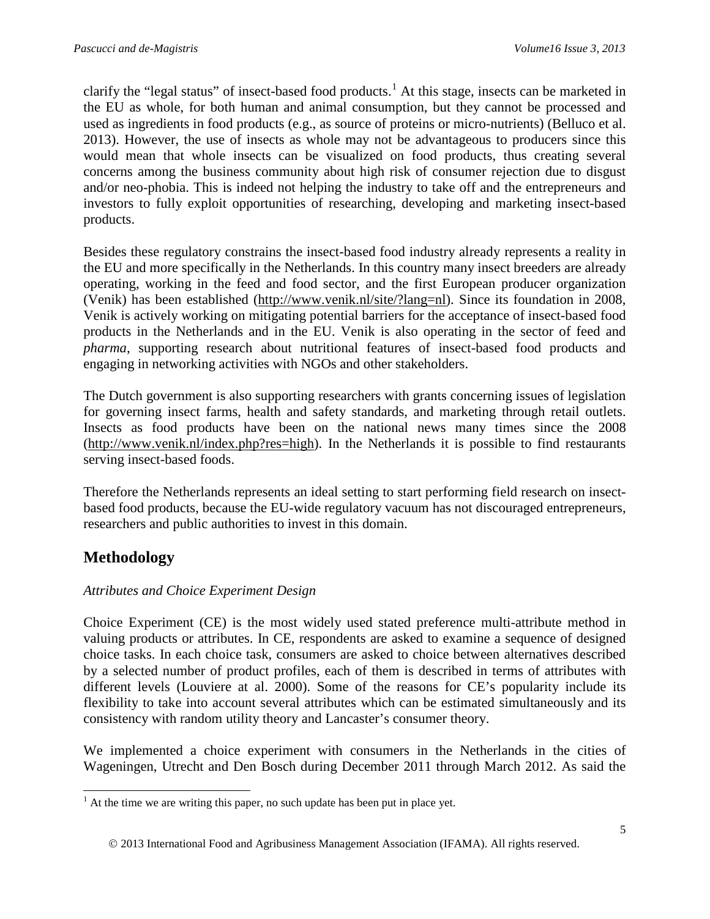clarify the "legal status" of insect-based food products.[1] At this stage, insects can be marketed in the EU as whole, for both human and animal consumption, but they cannot be processed and used as ingredients in food products (e.g., as source of proteins or micro-nutrients) (Belluco et al. 2013). However, the use of insects as whole may not be advantageous to producers since this would mean that whole insects can be visualized on food products, thus creating several concerns among the business community about high risk of consumer rejection due to disgust and/or neo-phobia. This is indeed not helping the industry to take off and the entrepreneurs and investors to fully exploit opportunities of researching, developing and marketing insect-based products.

Besides these regulatory constrains the insect-based food industry already represents a reality in the EU and more specifically in the Netherlands. In this country many insect breeders are already operating, working in the feed and food sector, and the first European producer organization (Venik) has been established (http://www.venik.nl/site/?lang=nl). Since its foundation in 2008, Venik is actively working on mitigating potential barriers for the acceptance of insect-based food products in the Netherlands and in the EU. Venik is also operating in the sector of feed and *pharma*, supporting research about nutritional features of insect-based food products and engaging in networking activities with NGOs and other stakeholders.

The Dutch government is also supporting researchers with grants concerning issues of legislation for governing insect farms, health and safety standards, and marketing through retail outlets. Insects as food products have been on the national news many times since the 2008 (http://www.venik.nl/index.php?res=high). In the Netherlands it is possible to find restaurants serving insect-based foods.

Therefore the Netherlands represents an ideal setting to start performing field research on insect-based food products, because the EU-wide regulatory vacuum has not discouraged entrepreneurs, researchers and public authorities to invest in this domain.

## Methodology

*Attributes and Choice Experiment Design*

Choice Experiment (CE) is the most widely used stated preference multi-attribute method in valuing products or attributes. In CE, respondents are asked to examine a sequence of designed choice tasks. In each choice task, consumers are asked to choice between alternatives described by a selected number of product profiles, each of them is described in terms of attributes with different levels (Louviere at al. 2000). Some of the reasons for CE's popularity include its flexibility to take into account several attributes which can be estimated simultaneously and its consistency with random utility theory and Lancaster's consumer theory.

We implemented a choice experiment with consumers in the Netherlands in the cities of Wageningen, Utrecht and Den Bosch during December 2011 through March 2012. As said the

[1] At the time we are writing this paper, no such update has been put in place yet.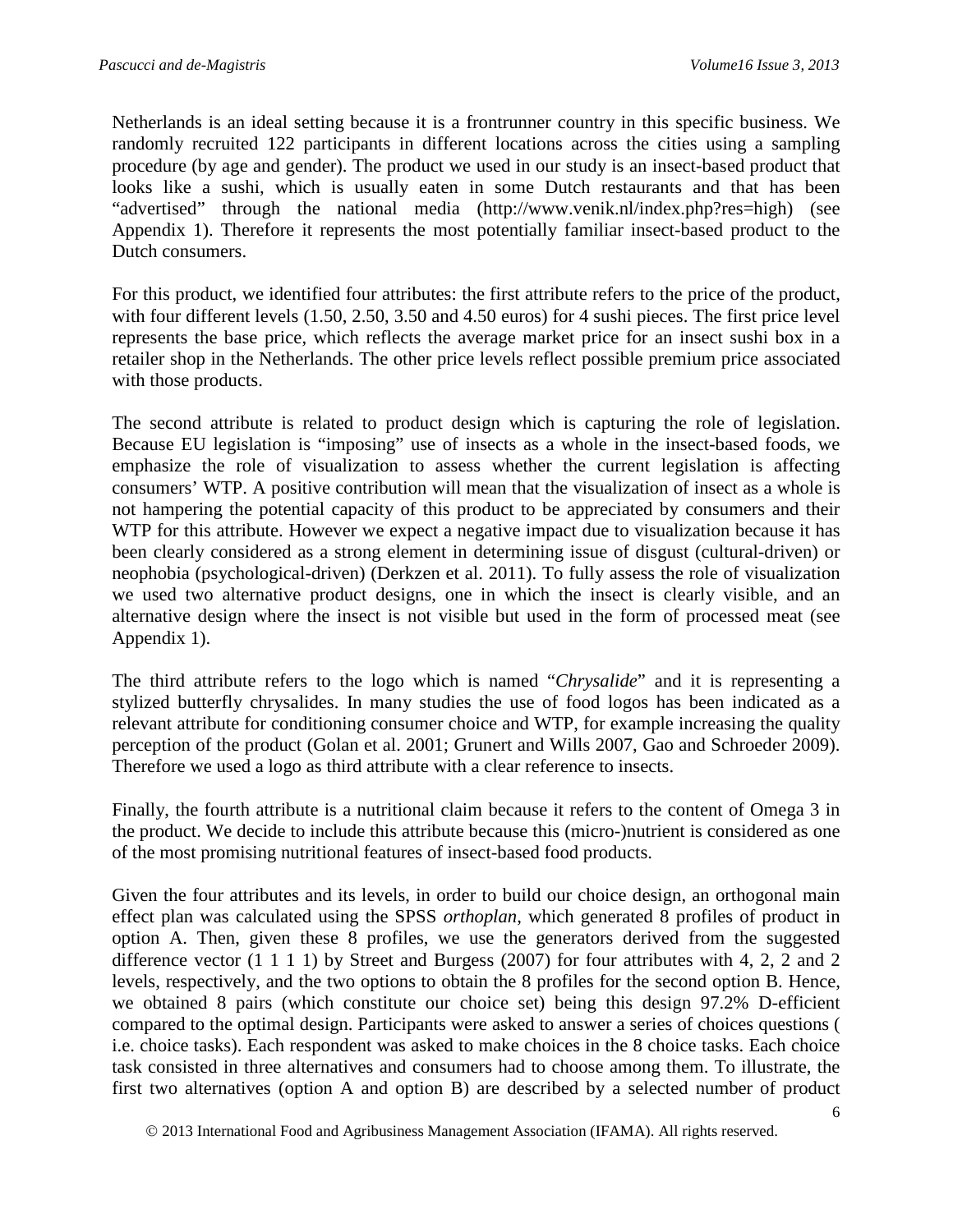Netherlands is an ideal setting because it is a frontrunner country in this specific business. We randomly recruited 122 participants in different locations across the cities using a sampling procedure (by age and gender). The product we used in our study is an insect-based product that looks like a sushi, which is usually eaten in some Dutch restaurants and that has been "advertised" through the national media (http://www.venik.nl/index.php?res=high) (see Appendix 1). Therefore it represents the most potentially familiar insect-based product to the Dutch consumers.

For this product, we identified four attributes: the first attribute refers to the price of the product, with four different levels (1.50, 2.50, 3.50 and 4.50 euros) for 4 sushi pieces. The first price level represents the base price, which reflects the average market price for an insect sushi box in a retailer shop in the Netherlands. The other price levels reflect possible premium price associated with those products.

The second attribute is related to product design which is capturing the role of legislation. Because EU legislation is "imposing" use of insects as a whole in the insect-based foods, we emphasize the role of visualization to assess whether the current legislation is affecting consumers' WTP. A positive contribution will mean that the visualization of insect as a whole is not hampering the potential capacity of this product to be appreciated by consumers and their WTP for this attribute. However we expect a negative impact due to visualization because it has been clearly considered as a strong element in determining issue of disgust (cultural-driven) or neophobia (psychological-driven) (Derkzen et al. 2011). To fully assess the role of visualization we used two alternative product designs, one in which the insect is clearly visible, and an alternative design where the insect is not visible but used in the form of processed meat (see Appendix 1).

The third attribute refers to the logo which is named "*Chrysalide*" and it is representing a stylized butterfly chrysalides. In many studies the use of food logos has been indicated as a relevant attribute for conditioning consumer choice and WTP, for example increasing the quality perception of the product (Golan et al. 2001; Grunert and Wills 2007, Gao and Schroeder 2009). Therefore we used a logo as third attribute with a clear reference to insects.

Finally, the fourth attribute is a nutritional claim because it refers to the content of Omega 3 in the product. We decide to include this attribute because this (micro-)nutrient is considered as one of the most promising nutritional features of insect-based food products.

Given the four attributes and its levels, in order to build our choice design, an orthogonal main effect plan was calculated using the SPSS *orthoplan*, which generated 8 profiles of product in option A. Then, given these 8 profiles, we use the generators derived from the suggested difference vector (1 1 1 1) by Street and Burgess (2007) for four attributes with 4, 2, 2 and 2 levels, respectively, and the two options to obtain the 8 profiles for the second option B. Hence, we obtained 8 pairs (which constitute our choice set) being this design 97.2% D-efficient compared to the optimal design. Participants were asked to answer a series of choices questions ( i.e. choice tasks). Each respondent was asked to make choices in the 8 choice tasks. Each choice task consisted in three alternatives and consumers had to choose among them. To illustrate, the first two alternatives (option A and option B) are described by a selected number of product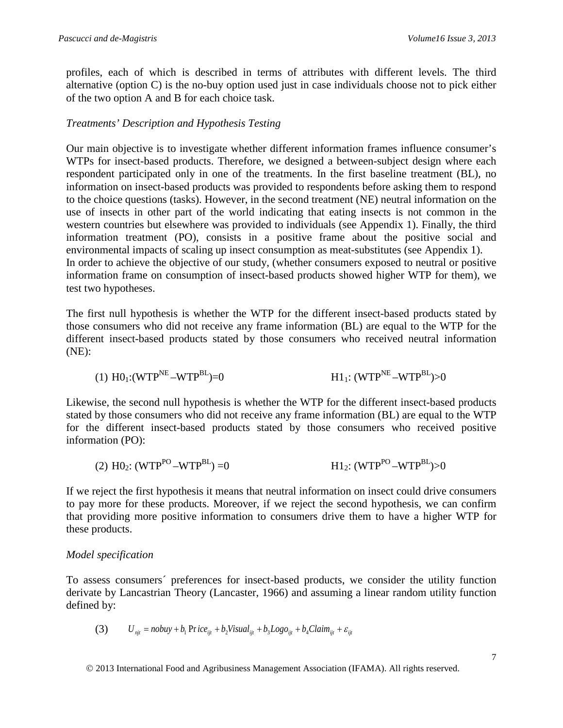profiles, each of which is described in terms of attributes with different levels. The third alternative (option C) is the no-buy option used just in case individuals choose not to pick either of the two option A and B for each choice task.

*Treatments' Description and Hypothesis Testing*

Our main objective is to investigate whether different information frames influence consumer's WTPs for insect-based products. Therefore, we designed a between-subject design where each respondent participated only in one of the treatments. In the first baseline treatment (BL), no information on insect-based products was provided to respondents before asking them to respond to the choice questions (tasks). However, in the second treatment (NE) neutral information on the use of insects in other part of the world indicating that eating insects is not common in the western countries but elsewhere was provided to individuals (see Appendix 1). Finally, the third information treatment (PO), consists in a positive frame about the positive social and environmental impacts of scaling up insect consumption as meat-substitutes (see Appendix 1).
In order to achieve the objective of our study, (whether consumers exposed to neutral or positive information frame on consumption of insect-based products showed higher WTP for them), we test two hypotheses.

The first null hypothesis is whether the WTP for the different insect-based products stated by those consumers who did not receive any frame information (BL) are equal to the WTP for the different insect-based products stated by those consumers who received neutral information (NE):

$$\text{(1)}\quad H0_1\text{:}(WTP^{NE} - WTP^{BL}) = 0 \qquad\qquad H1_1\text{: }(WTP^{NE} - WTP^{BL}) > 0$$

Likewise, the second null hypothesis is whether the WTP for the different insect-based products stated by those consumers who did not receive any frame information (BL) are equal to the WTP for the different insect-based products stated by those consumers who received positive information (PO):

$$\text{(2)}\quad H0_2\text{: }(WTP^{PO} - WTP^{BL}) = 0 \qquad\qquad H1_2\text{: }(WTP^{PO} - WTP^{BL}) > 0$$

If we reject the first hypothesis it means that neutral information on insect could drive consumers to pay more for these products. Moreover, if we reject the second hypothesis, we can confirm that providing more positive information to consumers drive them to have a higher WTP for these products.

*Model specification*

To assess consumers´ preferences for insect-based products, we consider the utility function derivate by Lancastrian Theory (Lancaster, 1966) and assuming a linear random utility function defined by:

$$\text{(3)}\qquad U_{njt} = nobuy + b_1 Price_{ijt} + b_2 Visual_{ijt} + b_3 Logo_{ijt} + b_4 Claim_{ijt} + \varepsilon_{ijt}$$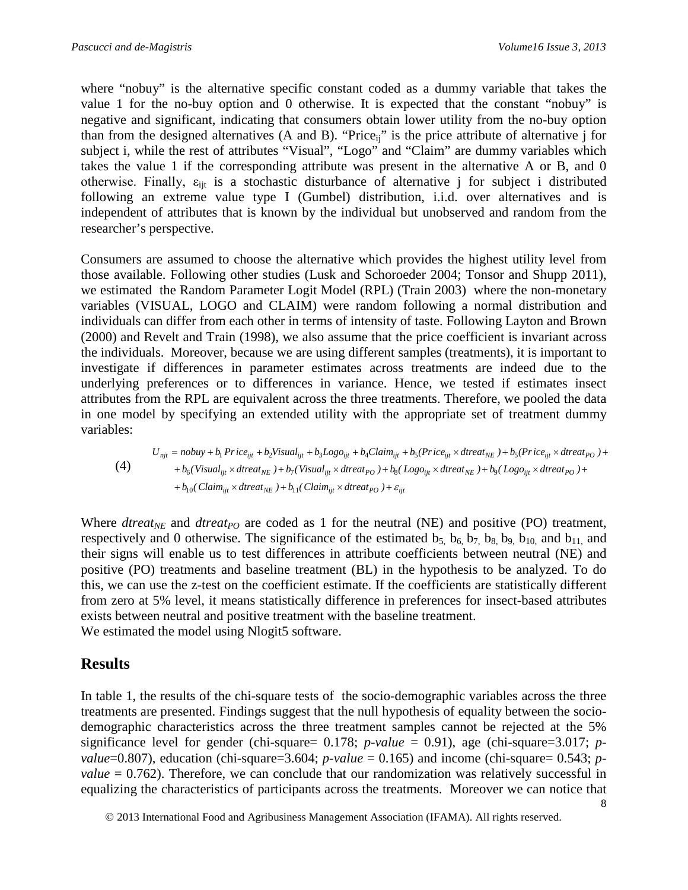where "nobuy" is the alternative specific constant coded as a dummy variable that takes the value 1 for the no-buy option and 0 otherwise. It is expected that the constant "nobuy" is negative and significant, indicating that consumers obtain lower utility from the no-buy option than from the designed alternatives (A and B). "$Price_{ij}$" is the price attribute of alternative j for subject i, while the rest of attributes "Visual", "Logo" and "Claim" are dummy variables which takes the value 1 if the corresponding attribute was present in the alternative A or B, and 0 otherwise. Finally, $\varepsilon_{ijt}$ is a stochastic disturbance of alternative j for subject i distributed following an extreme value type I (Gumbel) distribution, i.i.d. over alternatives and is independent of attributes that is known by the individual but unobserved and random from the researcher's perspective.

Consumers are assumed to choose the alternative which provides the highest utility level from those available. Following other studies (Lusk and Schoroeder 2004; Tonsor and Shupp 2011), we estimated the Random Parameter Logit Model (RPL) (Train 2003) where the non-monetary variables (VISUAL, LOGO and CLAIM) were random following a normal distribution and individuals can differ from each other in terms of intensity of taste. Following Layton and Brown (2000) and Revelt and Train (1998), we also assume that the price coefficient is invariant across the individuals. Moreover, because we are using different samples (treatments), it is important to investigate if differences in parameter estimates across treatments are indeed due to the underlying preferences or to differences in variance. Hence, we tested if estimates insect attributes from the RPL are equivalent across the three treatments. Therefore, we pooled the data in one model by specifying an extended utility with the appropriate set of treatment dummy variables:

$$\begin{aligned}(4)\quad U_{njt} &= nobuy + b_1 Price_{ijt} + b_2 Visual_{ijt} + b_3 Logo_{ijt} + b_4 Claim_{ijt} + b_5(Price_{ijt} \times dtreat_{NE}) + b_5(Price_{ijt} \times dtreat_{PO}) + \\ &+ b_6(Visual_{ijt} \times dtreat_{NE}) + b_7(Visual_{ijt} \times dtreat_{PO}) + b_8(Logo_{ijt} \times dtreat_{NE}) + b_9(Logo_{ijt} \times dtreat_{PO}) + \\ &+ b_{10}(Claim_{ijt} \times dtreat_{NE}) + b_{11}(Claim_{ijt} \times dtreat_{PO}) + \varepsilon_{ijt}\end{aligned}$$

Where $dtreat_{NE}$ and $dtreat_{PO}$ are coded as 1 for the neutral (NE) and positive (PO) treatment, respectively and 0 otherwise. The significance of the estimated $b_5$, $b_6$, $b_7$, $b_8$, $b_9$, $b_{10}$, and $b_{11}$, and their signs will enable us to test differences in attribute coefficients between neutral (NE) and positive (PO) treatments and baseline treatment (BL) in the hypothesis to be analyzed. To do this, we can use the z-test on the coefficient estimate. If the coefficients are statistically different from zero at 5% level, it means statistically difference in preferences for insect-based attributes exists between neutral and positive treatment with the baseline treatment.
We estimated the model using Nlogit5 software.

## Results

In table 1, the results of the chi-square tests of the socio-demographic variables across the three treatments are presented. Findings suggest that the null hypothesis of equality between the socio-demographic characteristics across the three treatment samples cannot be rejected at the 5% significance level for gender (chi-square= 0.178; *p-value* = 0.91), age (chi-square=3.017; *p-value*=0.807), education (chi-square=3.604; *p-value* = 0.165) and income (chi-square= 0.543; *p-value* = 0.762). Therefore, we can conclude that our randomization was relatively successful in equalizing the characteristics of participants across the treatments. Moreover we can notice that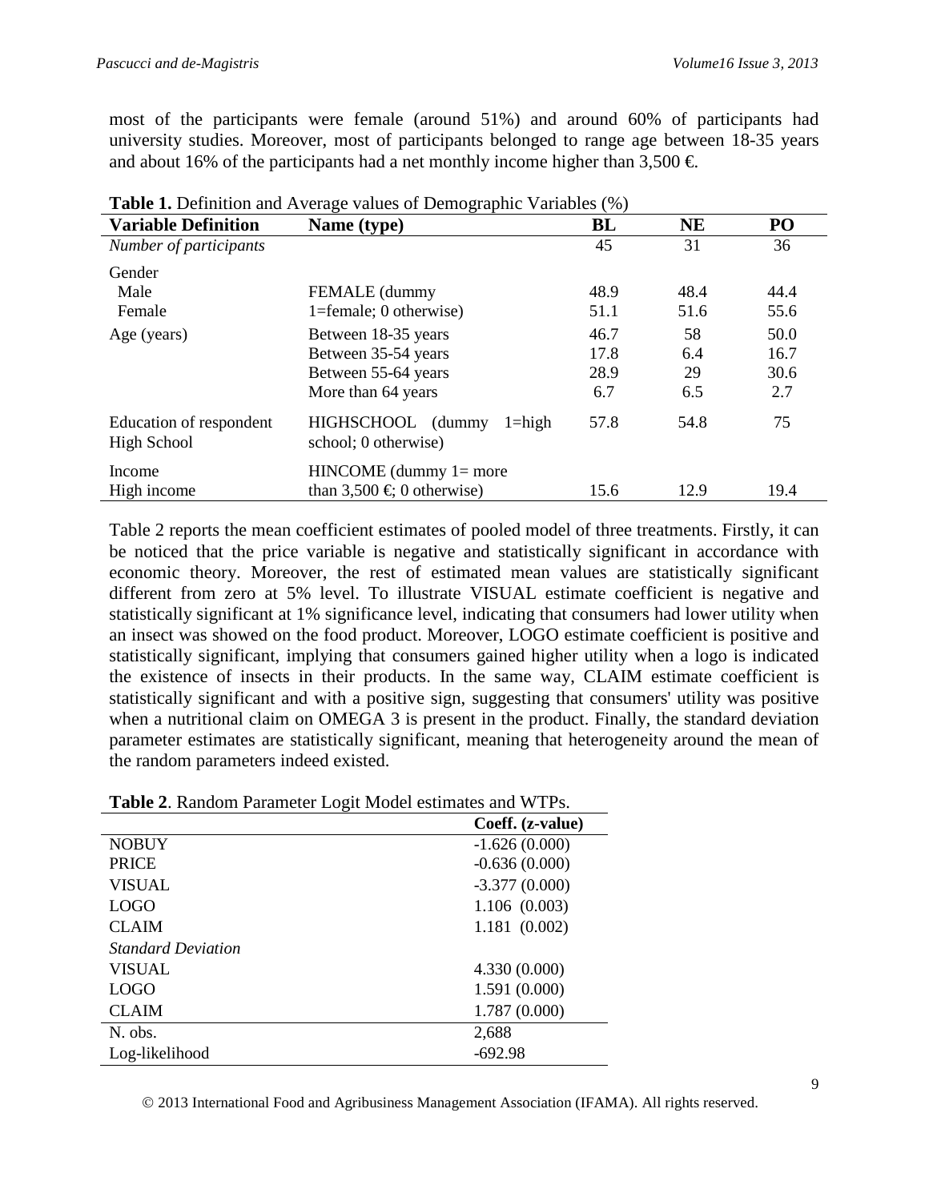most of the participants were female (around 51%) and around 60% of participants had university studies. Moreover, most of participants belonged to range age between 18-35 years and about 16% of the participants had a net monthly income higher than 3,500 €.

**Table 1.** Definition and Average values of Demographic Variables (%)

| Variable Definition | Name (type) | BL | NE | PO |
|---|---|---|---|---|
| *Number of participants* | | 45 | 31 | 36 |
| Gender | | | | |
| Male | FEMALE (dummy | 48.9 | 48.4 | 44.4 |
| Female | 1=female; 0 otherwise) | 51.1 | 51.6 | 55.6 |
| Age (years) | Between 18-35 years | 46.7 | 58 | 50.0 |
| | Between 35-54 years | 17.8 | 6.4 | 16.7 |
| | Between 55-64 years | 28.9 | 29 | 30.6 |
| | More than 64 years | 6.7 | 6.5 | 2.7 |
| Education of respondent High School | HIGHSCHOOL (dummy 1=high school; 0 otherwise) | 57.8 | 54.8 | 75 |
| Income High income | HINCOME (dummy 1= more than 3,500 €; 0 otherwise) | 15.6 | 12.9 | 19.4 |

Table 2 reports the mean coefficient estimates of pooled model of three treatments. Firstly, it can be noticed that the price variable is negative and statistically significant in accordance with economic theory. Moreover, the rest of estimated mean values are statistically significant different from zero at 5% level. To illustrate VISUAL estimate coefficient is negative and statistically significant at 1% significance level, indicating that consumers had lower utility when an insect was showed on the food product. Moreover, LOGO estimate coefficient is positive and statistically significant, implying that consumers gained higher utility when a logo is indicated the existence of insects in their products. In the same way, CLAIM estimate coefficient is statistically significant and with a positive sign, suggesting that consumers' utility was positive when a nutritional claim on OMEGA 3 is present in the product. Finally, the standard deviation parameter estimates are statistically significant, meaning that heterogeneity around the mean of the random parameters indeed existed.

**Table 2**. Random Parameter Logit Model estimates and WTPs.

| | Coeff. (z-value) |
|---|---|
| NOBUY | -1.626 (0.000) |
| PRICE | -0.636 (0.000) |
| VISUAL | -3.377 (0.000) |
| LOGO | 1.106 (0.003) |
| CLAIM | 1.181 (0.002) |
| *Standard Deviation* | |
| VISUAL | 4.330 (0.000) |
| LOGO | 1.591 (0.000) |
| CLAIM | 1.787 (0.000) |
| N. obs. | 2,688 |
| Log-likelihood | -692.98 |

© 2013 International Food and Agribusiness Management Association (IFAMA). All rights reserved.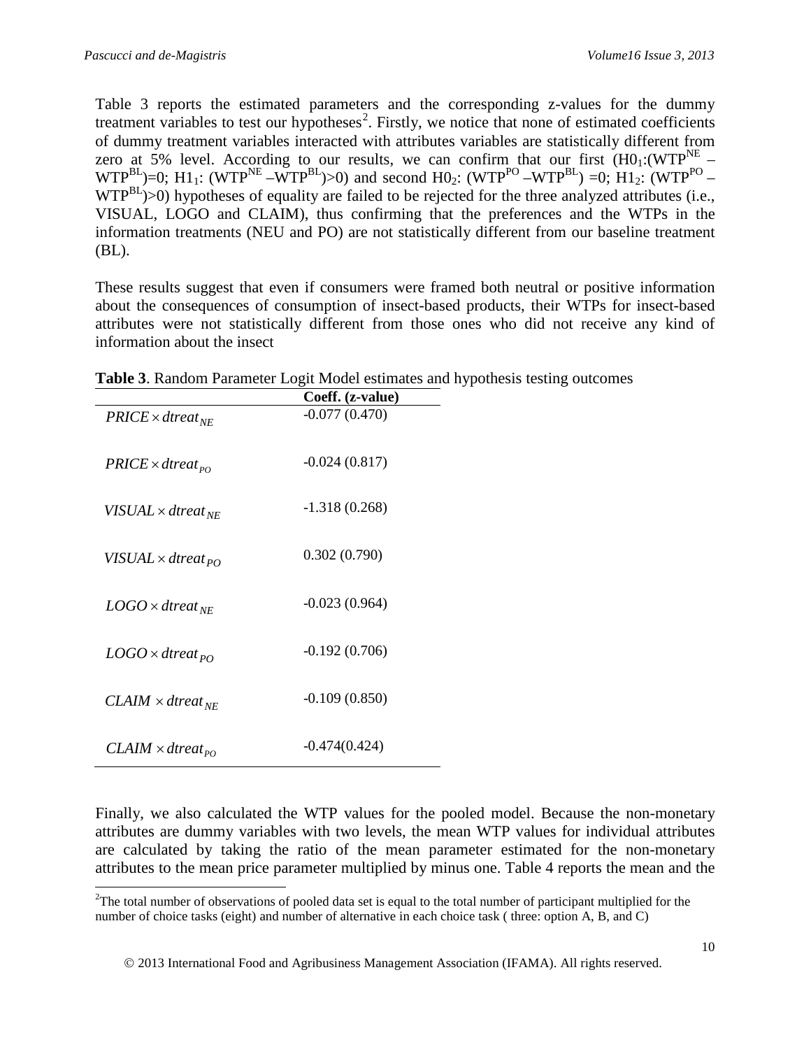Table 3 reports the estimated parameters and the corresponding z-values for the dummy treatment variables to test our hypotheses[2]. Firstly, we notice that none of estimated coefficients of dummy treatment variables interacted with attributes variables are statistically different from zero at 5% level. According to our results, we can confirm that our first ($H0_1$:($WTP^{NE}$ – $WTP^{BL}$)=0; $H1_1$: ($WTP^{NE}$ –$WTP^{BL}$)>0) and second $H0_2$: ($WTP^{PO}$ –$WTP^{BL}$) =0; $H1_2$: ($WTP^{PO}$ – $WTP^{BL}$)>0) hypotheses of equality are failed to be rejected for the three analyzed attributes (i.e., VISUAL, LOGO and CLAIM), thus confirming that the preferences and the WTPs in the information treatments (NEU and PO) are not statistically different from our baseline treatment (BL).

These results suggest that even if consumers were framed both neutral or positive information about the consequences of consumption of insect-based products, their WTPs for insect-based attributes were not statistically different from those ones who did not receive any kind of information about the insect

**Table 3**. Random Parameter Logit Model estimates and hypothesis testing outcomes

| | **Coeff. (z-value)** |
|---|---|
| $PRICE \times dtreat_{NE}$ | -0.077 (0.470) |
| $PRICE \times dtreat_{PO}$ | -0.024 (0.817) |
| $VISUAL \times dtreat_{NE}$ | -1.318 (0.268) |
| $VISUAL \times dtreat_{PO}$ | 0.302 (0.790) |
| $LOGO \times dtreat_{NE}$ | -0.023 (0.964) |
| $LOGO \times dtreat_{PO}$ | -0.192 (0.706) |
| $CLAIM \times dtreat_{NE}$ | -0.109 (0.850) |
| $CLAIM \times dtreat_{PO}$ | -0.474(0.424) |

Finally, we also calculated the WTP values for the pooled model. Because the non-monetary attributes are dummy variables with two levels, the mean WTP values for individual attributes are calculated by taking the ratio of the mean parameter estimated for the non-monetary attributes to the mean price parameter multiplied by minus one. Table 4 reports the mean and the

[2]The total number of observations of pooled data set is equal to the total number of participant multiplied for the number of choice tasks (eight) and number of alternative in each choice task ( three: option A, B, and C)

© 2013 International Food and Agribusiness Management Association (IFAMA). All rights reserved.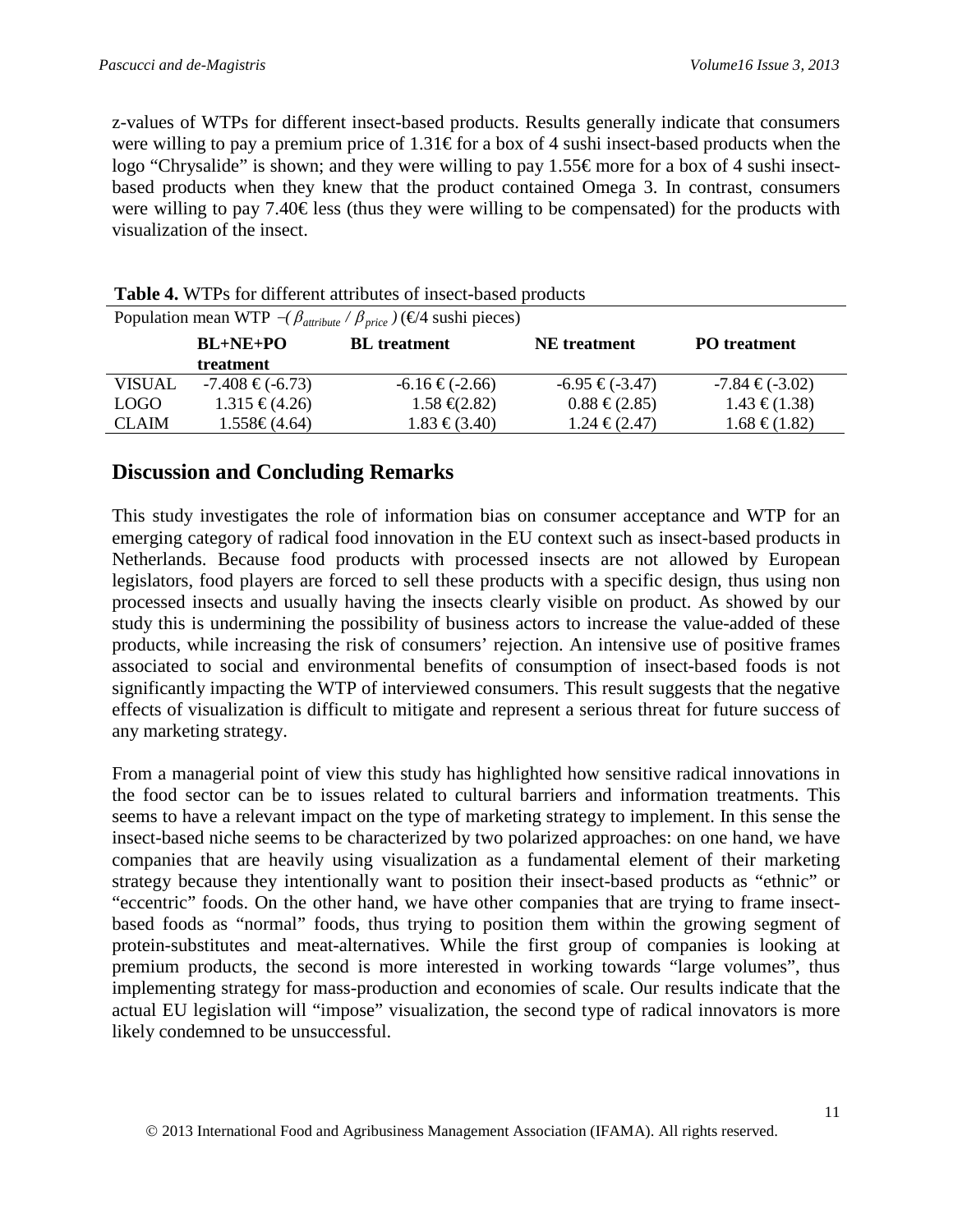z-values of WTPs for different insect-based products. Results generally indicate that consumers were willing to pay a premium price of 1.31€ for a box of 4 sushi insect-based products when the logo "Chrysalide" is shown; and they were willing to pay 1.55€ more for a box of 4 sushi insect-based products when they knew that the product contained Omega 3. In contrast, consumers were willing to pay 7.40€ less (thus they were willing to be compensated) for the products with visualization of the insect.

**Table 4.** WTPs for different attributes of insect-based products

| Population mean WTP $-(\beta_{attribute} / \beta_{price})$ (€/4 sushi pieces) | | | | |
|---|---|---|---|---|
| | **BL+NE+PO treatment** | **BL treatment** | **NE treatment** | **PO treatment** |
| VISUAL | -7.408 € (-6.73) | -6.16 € (-2.66) | -6.95 € (-3.47) | -7.84 € (-3.02) |
| LOGO | 1.315 € (4.26) | 1.58 €(2.82) | 0.88 € (2.85) | 1.43 € (1.38) |
| CLAIM | 1.558€ (4.64) | 1.83 € (3.40) | 1.24 € (2.47) | 1.68 € (1.82) |

## Discussion and Concluding Remarks

This study investigates the role of information bias on consumer acceptance and WTP for an emerging category of radical food innovation in the EU context such as insect-based products in Netherlands. Because food products with processed insects are not allowed by European legislators, food players are forced to sell these products with a specific design, thus using non processed insects and usually having the insects clearly visible on product. As showed by our study this is undermining the possibility of business actors to increase the value-added of these products, while increasing the risk of consumers' rejection. An intensive use of positive frames associated to social and environmental benefits of consumption of insect-based foods is not significantly impacting the WTP of interviewed consumers. This result suggests that the negative effects of visualization is difficult to mitigate and represent a serious threat for future success of any marketing strategy.

From a managerial point of view this study has highlighted how sensitive radical innovations in the food sector can be to issues related to cultural barriers and information treatments. This seems to have a relevant impact on the type of marketing strategy to implement. In this sense the insect-based niche seems to be characterized by two polarized approaches: on one hand, we have companies that are heavily using visualization as a fundamental element of their marketing strategy because they intentionally want to position their insect-based products as "ethnic" or "eccentric" foods. On the other hand, we have other companies that are trying to frame insect-based foods as "normal" foods, thus trying to position them within the growing segment of protein-substitutes and meat-alternatives. While the first group of companies is looking at premium products, the second is more interested in working towards "large volumes", thus implementing strategy for mass-production and economies of scale. Our results indicate that the actual EU legislation will "impose" visualization, the second type of radical innovators is more likely condemned to be unsuccessful.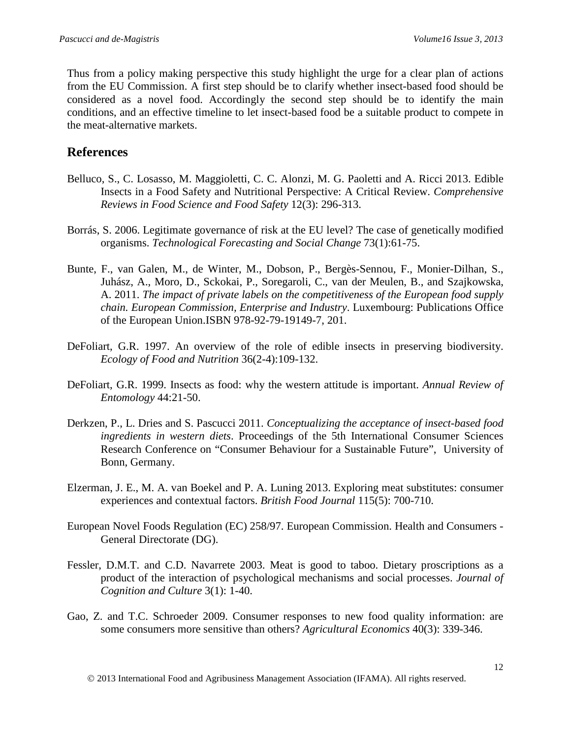Thus from a policy making perspective this study highlight the urge for a clear plan of actions from the EU Commission. A first step should be to clarify whether insect-based food should be considered as a novel food. Accordingly the second step should be to identify the main conditions, and an effective timeline to let insect-based food be a suitable product to compete in the meat-alternative markets.

## References

Belluco, S., C. Losasso, M. Maggioletti, C. C. Alonzi, M. G. Paoletti and A. Ricci 2013. Edible Insects in a Food Safety and Nutritional Perspective: A Critical Review. *Comprehensive Reviews in Food Science and Food Safety* 12(3): 296-313.

Borrás, S. 2006. Legitimate governance of risk at the EU level? The case of genetically modified organisms. *Technological Forecasting and Social Change* 73(1):61-75.

Bunte, F., van Galen, M., de Winter, M., Dobson, P., Bergès-Sennou, F., Monier-Dilhan, S., Juhász, A., Moro, D., Sckokai, P., Soregaroli, C., van der Meulen, B., and Szajkowska, A. 2011. *The impact of private labels on the competitiveness of the European food supply chain. European Commission, Enterprise and Industry*. Luxembourg: Publications Office of the European Union.ISBN 978-92-79-19149-7, 201.

DeFoliart, G.R. 1997. An overview of the role of edible insects in preserving biodiversity. *Ecology of Food and Nutrition* 36(2-4):109-132.

DeFoliart, G.R. 1999. Insects as food: why the western attitude is important. *Annual Review of Entomology* 44:21-50.

Derkzen, P., L. Dries and S. Pascucci 2011. *Conceptualizing the acceptance of insect-based food ingredients in western diets*. Proceedings of the 5th International Consumer Sciences Research Conference on "Consumer Behaviour for a Sustainable Future", University of Bonn, Germany.

Elzerman, J. E., M. A. van Boekel and P. A. Luning 2013. Exploring meat substitutes: consumer experiences and contextual factors. *British Food Journal* 115(5): 700-710.

European Novel Foods Regulation (EC) 258/97. European Commission. Health and Consumers - General Directorate (DG).

Fessler, D.M.T. and C.D. Navarrete 2003. Meat is good to taboo. Dietary proscriptions as a product of the interaction of psychological mechanisms and social processes. *Journal of Cognition and Culture* 3(1): 1-40.

Gao, Z. and T.C. Schroeder 2009. Consumer responses to new food quality information: are some consumers more sensitive than others? *Agricultural Economics* 40(3): 339-346.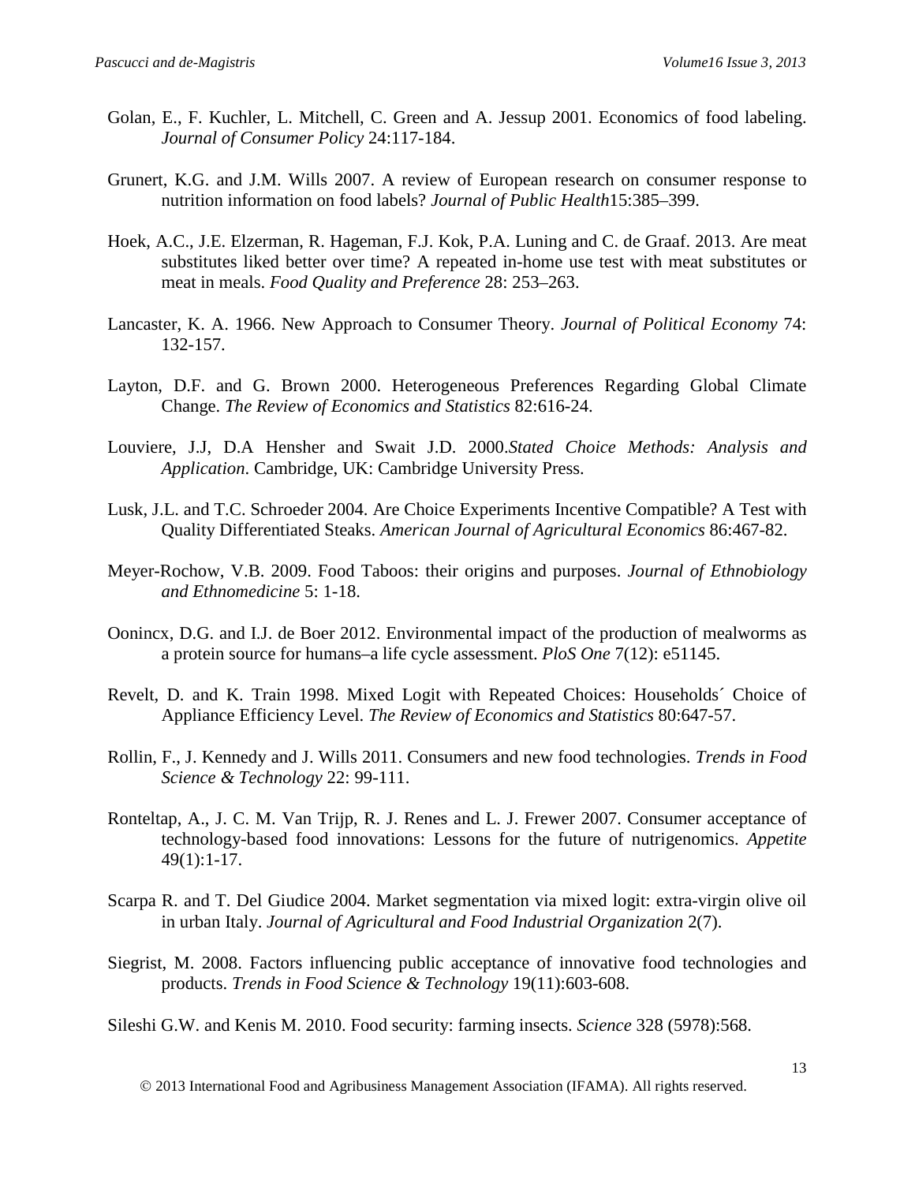Golan, E., F. Kuchler, L. Mitchell, C. Green and A. Jessup 2001. Economics of food labeling. *Journal of Consumer Policy* 24:117-184.

Grunert, K.G. and J.M. Wills 2007. A review of European research on consumer response to nutrition information on food labels? *Journal of Public Health*15:385–399.

Hoek, A.C., J.E. Elzerman, R. Hageman, F.J. Kok, P.A. Luning and C. de Graaf. 2013. Are meat substitutes liked better over time? A repeated in-home use test with meat substitutes or meat in meals. *Food Quality and Preference* 28: 253–263.

Lancaster, K. A. 1966. New Approach to Consumer Theory. *Journal of Political Economy* 74: 132-157.

Layton, D.F. and G. Brown 2000. Heterogeneous Preferences Regarding Global Climate Change. *The Review of Economics and Statistics* 82:616-24.

Louviere, J.J, D.A Hensher and Swait J.D. 2000.*Stated Choice Methods: Analysis and Application*. Cambridge, UK: Cambridge University Press.

Lusk, J.L. and T.C. Schroeder 2004. Are Choice Experiments Incentive Compatible? A Test with Quality Differentiated Steaks. *American Journal of Agricultural Economics* 86:467-82.

Meyer-Rochow, V.B. 2009. Food Taboos: their origins and purposes. *Journal of Ethnobiology and Ethnomedicine* 5: 1-18.

Oonincx, D.G. and I.J. de Boer 2012. Environmental impact of the production of mealworms as a protein source for humans–a life cycle assessment. *PloS One* 7(12): e51145.

Revelt, D. and K. Train 1998. Mixed Logit with Repeated Choices: Households´ Choice of Appliance Efficiency Level. *The Review of Economics and Statistics* 80:647-57.

Rollin, F., J. Kennedy and J. Wills 2011. Consumers and new food technologies. *Trends in Food Science & Technology* 22: 99-111.

Ronteltap, A., J. C. M. Van Trijp, R. J. Renes and L. J. Frewer 2007. Consumer acceptance of technology-based food innovations: Lessons for the future of nutrigenomics. *Appetite* 49(1):1-17.

Scarpa R. and T. Del Giudice 2004. Market segmentation via mixed logit: extra-virgin olive oil in urban Italy. *Journal of Agricultural and Food Industrial Organization* 2(7).

Siegrist, M. 2008. Factors influencing public acceptance of innovative food technologies and products. *Trends in Food Science & Technology* 19(11):603-608.

Sileshi G.W. and Kenis M. 2010. Food security: farming insects. *Science* 328 (5978):568.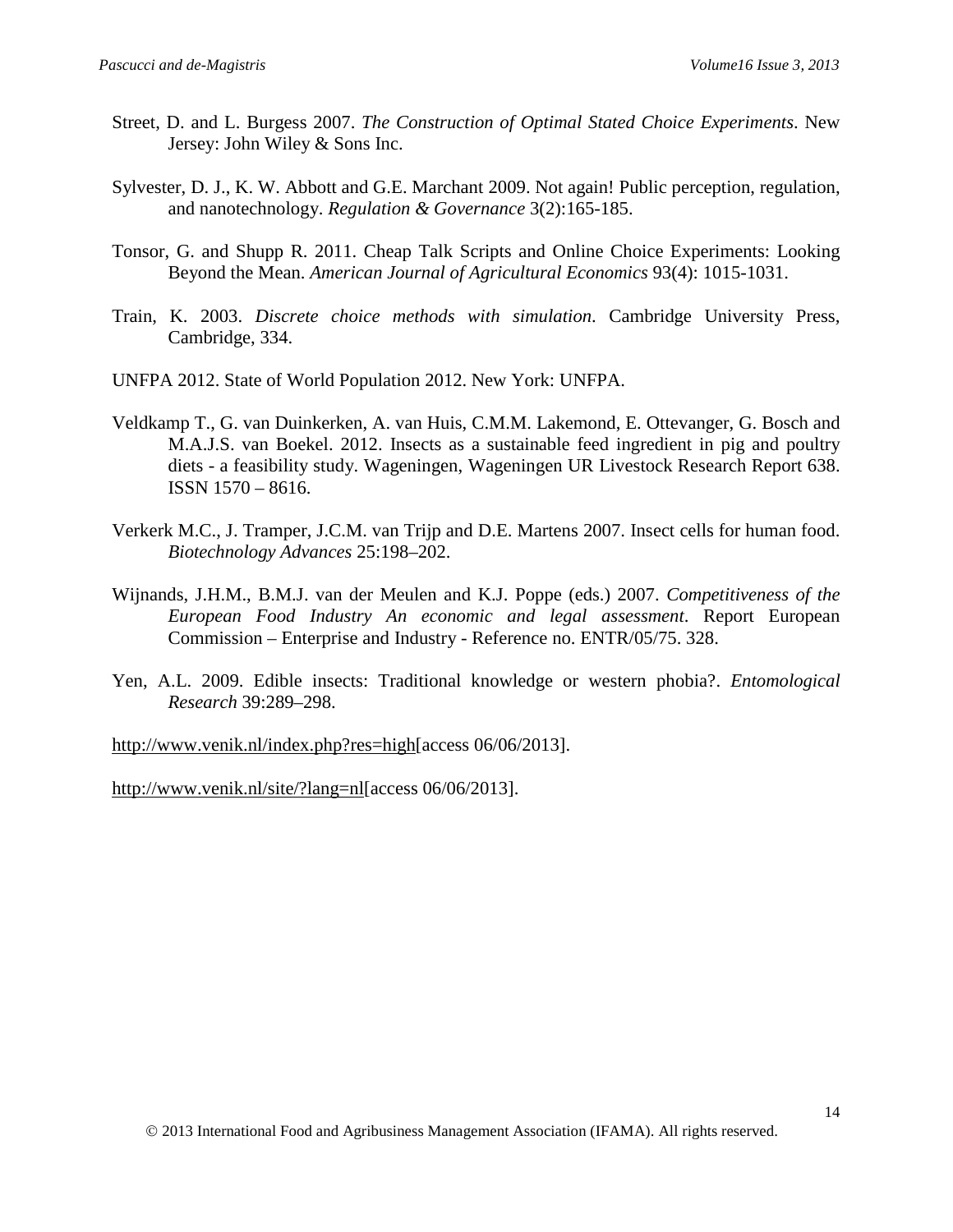Street, D. and L. Burgess 2007. *The Construction of Optimal Stated Choice Experiments*. New Jersey: John Wiley & Sons Inc.

Sylvester, D. J., K. W. Abbott and G.E. Marchant 2009. Not again! Public perception, regulation, and nanotechnology. *Regulation & Governance* 3(2):165-185.

Tonsor, G. and Shupp R. 2011. Cheap Talk Scripts and Online Choice Experiments: Looking Beyond the Mean. *American Journal of Agricultural Economics* 93(4): 1015-1031.

Train, K. 2003. *Discrete choice methods with simulation*. Cambridge University Press, Cambridge, 334.

UNFPA 2012. State of World Population 2012. New York: UNFPA.

Veldkamp T., G. van Duinkerken, A. van Huis, C.M.M. Lakemond, E. Ottevanger, G. Bosch and M.A.J.S. van Boekel. 2012. Insects as a sustainable feed ingredient in pig and poultry diets - a feasibility study. Wageningen, Wageningen UR Livestock Research Report 638. ISSN 1570 – 8616.

Verkerk M.C., J. Tramper, J.C.M. van Trijp and D.E. Martens 2007. Insect cells for human food. *Biotechnology Advances* 25:198–202.

Wijnands, J.H.M., B.M.J. van der Meulen and K.J. Poppe (eds.) 2007. *Competitiveness of the European Food Industry An economic and legal assessment*. Report European Commission – Enterprise and Industry - Reference no. ENTR/05/75. 328.

Yen, A.L. 2009. Edible insects: Traditional knowledge or western phobia?. *Entomological Research* 39:289–298.

http://www.venik.nl/index.php?res=high[access 06/06/2013].

http://www.venik.nl/site/?lang=nl[access 06/06/2013].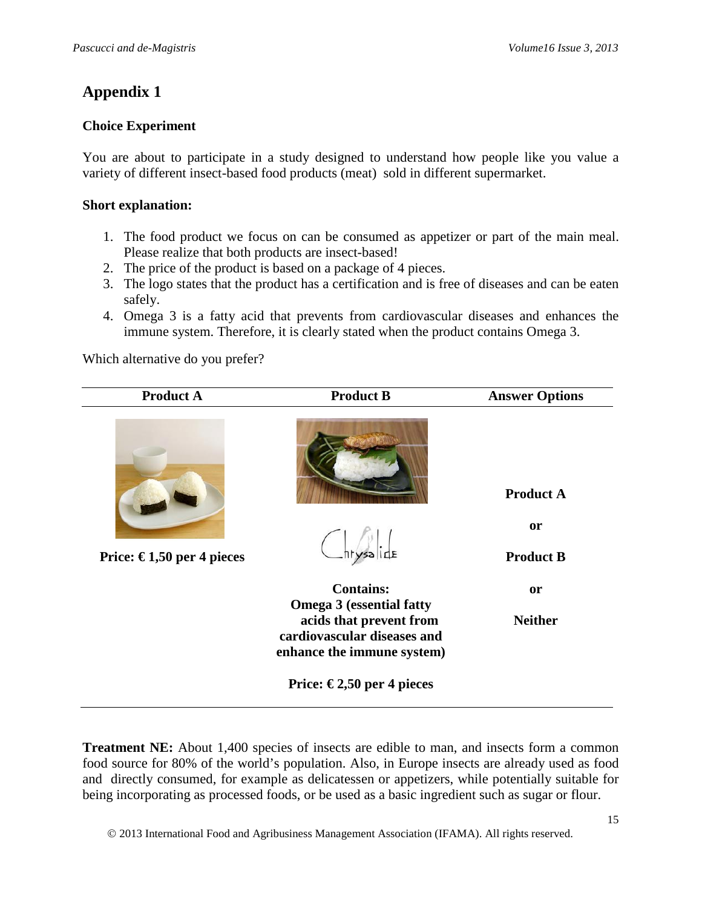## Appendix 1

### Choice Experiment

You are about to participate in a study designed to understand how people like you value a variety of different insect-based food products (meat) sold in different supermarket.

**Short explanation:**

1. The food product we focus on can be consumed as appetizer or part of the main meal. Please realize that both products are insect-based!
2. The price of the product is based on a package of 4 pieces.
3. The logo states that the product has a certification and is free of diseases and can be eaten safely.
4. Omega 3 is a fatty acid that prevents from cardiovascular diseases and enhances the immune system. Therefore, it is clearly stated when the product contains Omega 3.

Which alternative do you prefer?

| Product A | Product B | Answer Options |
|---|---|---|
| **Price: € 1,50 per 4 pieces** | Chrysalide<br>**Contains: Omega 3 (essential fatty acids that prevent from cardiovascular diseases and enhance the immune system)**<br>**Price: € 2,50 per 4 pieces** | **Product A** or **Product B** or **Neither** |

**Treatment NE:** About 1,400 species of insects are edible to man, and insects form a common food source for 80% of the world's population. Also, in Europe insects are already used as food and directly consumed, for example as delicatessen or appetizers, while potentially suitable for being incorporating as processed foods, or be used as a basic ingredient such as sugar or flour.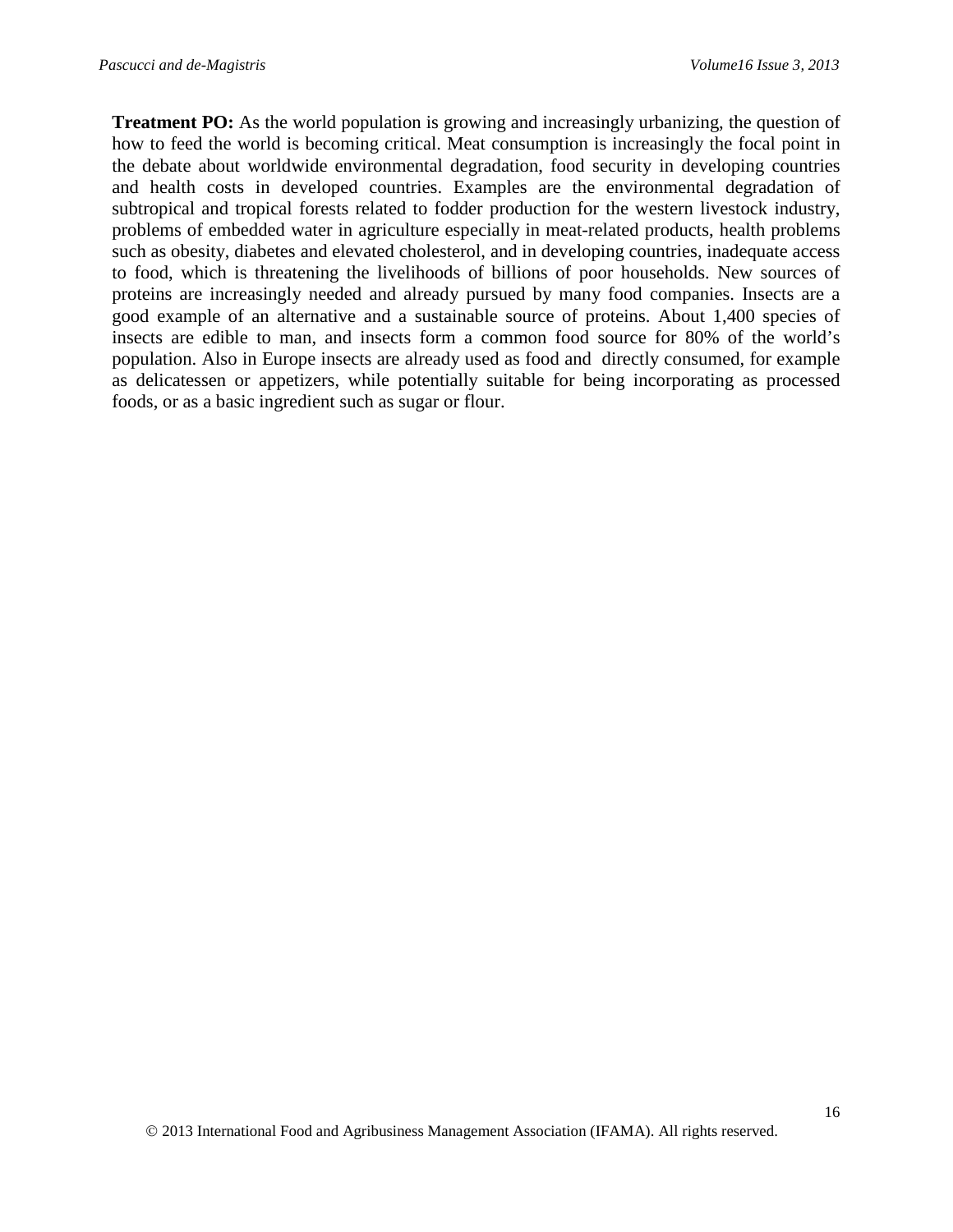**Treatment PO:** As the world population is growing and increasingly urbanizing, the question of how to feed the world is becoming critical. Meat consumption is increasingly the focal point in the debate about worldwide environmental degradation, food security in developing countries and health costs in developed countries. Examples are the environmental degradation of subtropical and tropical forests related to fodder production for the western livestock industry, problems of embedded water in agriculture especially in meat-related products, health problems such as obesity, diabetes and elevated cholesterol, and in developing countries, inadequate access to food, which is threatening the livelihoods of billions of poor households. New sources of proteins are increasingly needed and already pursued by many food companies. Insects are a good example of an alternative and a sustainable source of proteins. About 1,400 species of insects are edible to man, and insects form a common food source for 80% of the world's population. Also in Europe insects are already used as food and directly consumed, for example as delicatessen or appetizers, while potentially suitable for being incorporating as processed foods, or as a basic ingredient such as sugar or flour.